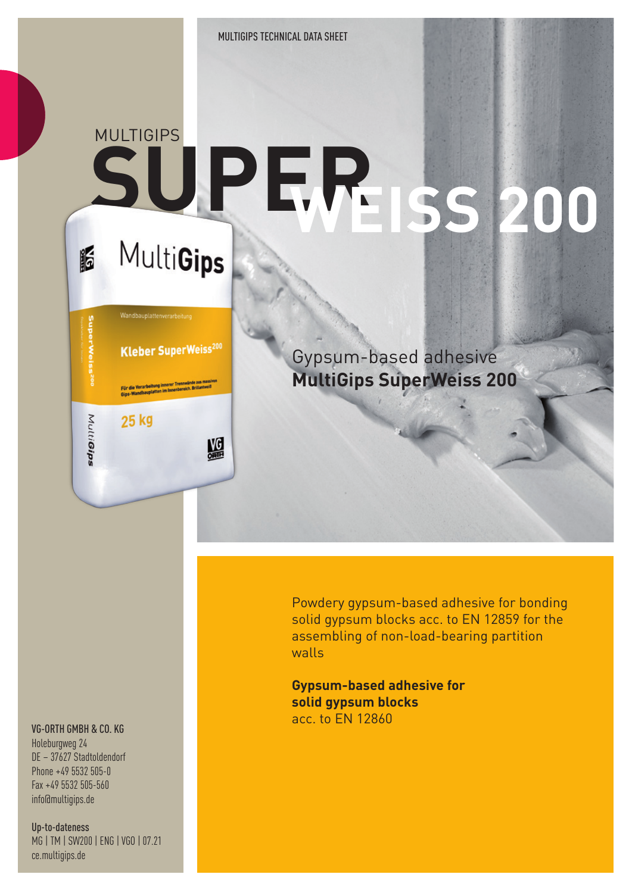MULTIGIPS TECHNICAL DATA SHEET

# MULTIGIPS SUPERWEISS 200

## Gypsum-based adhesive **MultiGips SuperWeiss 200**

Powdery gypsum-based adhesive for bonding solid gypsum blocks acc. to EN 12859 for the assembling of non-load-bearing partition walls

**Gypsum-based adhesive for solid gypsum blocks** acc. to EN 12860

VG-ORTH GMBH & CO. KG
Holeburgweg 24
DE – 37627 Stadtoldendorf
Phone +49 5532 505-0
Fax +49 5532 505-560
info@multigips.de

Up-to-dateness
MG | TM | SW200 | ENG | VGO | 07.21
ce.multigips.de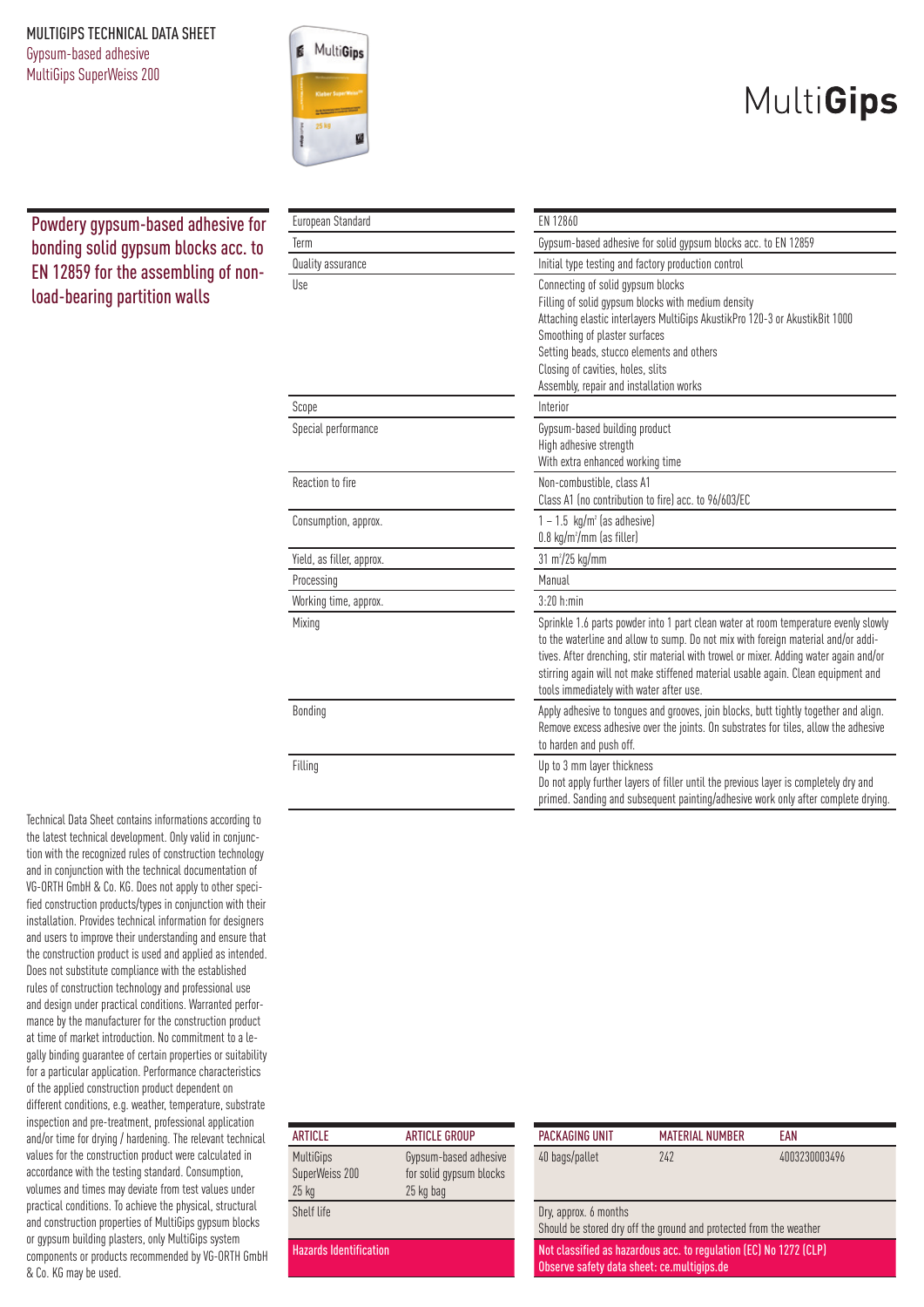MULTIGIPS TECHNICAL DATA SHEET

Gypsum-based adhesive

MultiGips SuperWeiss 200

MultiGips

## Powdery gypsum-based adhesive for bonding solid gypsum blocks acc. to EN 12859 for the assembling of non-load-bearing partition walls

| | |
|---|---|
| European Standard | EN 12860 |
| Term | Gypsum-based adhesive for solid gypsum blocks acc. to EN 12859 |
| Quality assurance | Initial type testing and factory production control |
| Use | Connecting of solid gypsum blocks<br>Filling of solid gypsum blocks with medium density<br>Attaching elastic interlayers MultiGips AkustikPro 120-3 or AkustikBit 1000<br>Smoothing of plaster surfaces<br>Setting beads, stucco elements and others<br>Closing of cavities, holes, slits<br>Assembly, repair and installation works |
| Scope | Interior |
| Special performance | Gypsum-based building product<br>High adhesive strength<br>With extra enhanced working time |
| Reaction to fire | Non-combustible, class A1<br>Class A1 (no contribution to fire) acc. to 96/603/EC |
| Consumption, approx. | 1 – 1.5 kg/m² (as adhesive)<br>0.8 kg/m²/mm (as filler) |
| Yield, as filler, approx. | 31 m²/25 kg/mm |
| Processing | Manual |
| Working time, approx. | 3:20 h:min |
| Mixing | Sprinkle 1.6 parts powder into 1 part clean water at room temperature evenly slowly to the waterline and allow to sump. Do not mix with foreign material and/or additives. After drenching, stir material with trowel or mixer. Adding water again and/or stirring again will not make stiffened material usable again. Clean equipment and tools immediately with water after use. |
| Bonding | Apply adhesive to tongues and grooves, join blocks, butt tightly together and align. Remove excess adhesive over the joints. On substrates for tiles, allow the adhesive to harden and push off. |
| Filling | Up to 3 mm layer thickness<br>Do not apply further layers of filler until the previous layer is completely dry and primed. Sanding and subsequent painting/adhesive work only after complete drying. |

Technical Data Sheet contains informations according to the latest technical development. Only valid in conjunction with the recognized rules of construction technology and in conjunction with the technical documentation of VG-ORTH GmbH & Co. KG. Does not apply to other specified construction products/types in conjunction with their installation. Provides technical information for designers and users to improve their understanding and ensure that the construction product is used and applied as intended. Does not substitute compliance with the established rules of construction technology and professional use and design under practical conditions. Warranted performance by the manufacturer for the construction product at time of market introduction. No commitment to a legally binding guarantee of certain properties or suitability for a particular application. Performance characteristics of the applied construction product dependent on different conditions, e.g. weather, temperature, substrate inspection and pre-treatment, professional application and/or time for drying / hardening. The relevant technical values for the construction product were calculated in accordance with the testing standard. Consumption, volumes and times may deviate from test values under practical conditions. To achieve the physical, structural and construction properties of MultiGips gypsum blocks or gypsum building plasters, only MultiGips system components or products recommended by VG-ORTH GmbH & Co. KG may be used.

| ARTICLE | ARTICLE GROUP | PACKAGING UNIT | MATERIAL NUMBER | EAN |
|---|---|---|---|---|
| MultiGips SuperWeiss 200 25 kg | Gypsum-based adhesive for solid gypsum blocks 25 kg bag | 40 bags/pallet | 242 | 4003230003496 |
| Shelf life | | Dry, approx. 6 months<br>Should be stored dry off the ground and protected from the weather | | |
| Hazards Identification | | Not classified as hazardous acc. to regulation (EC) No 1272 (CLP)<br>Observe safety data sheet: ce.multigips.de | | |